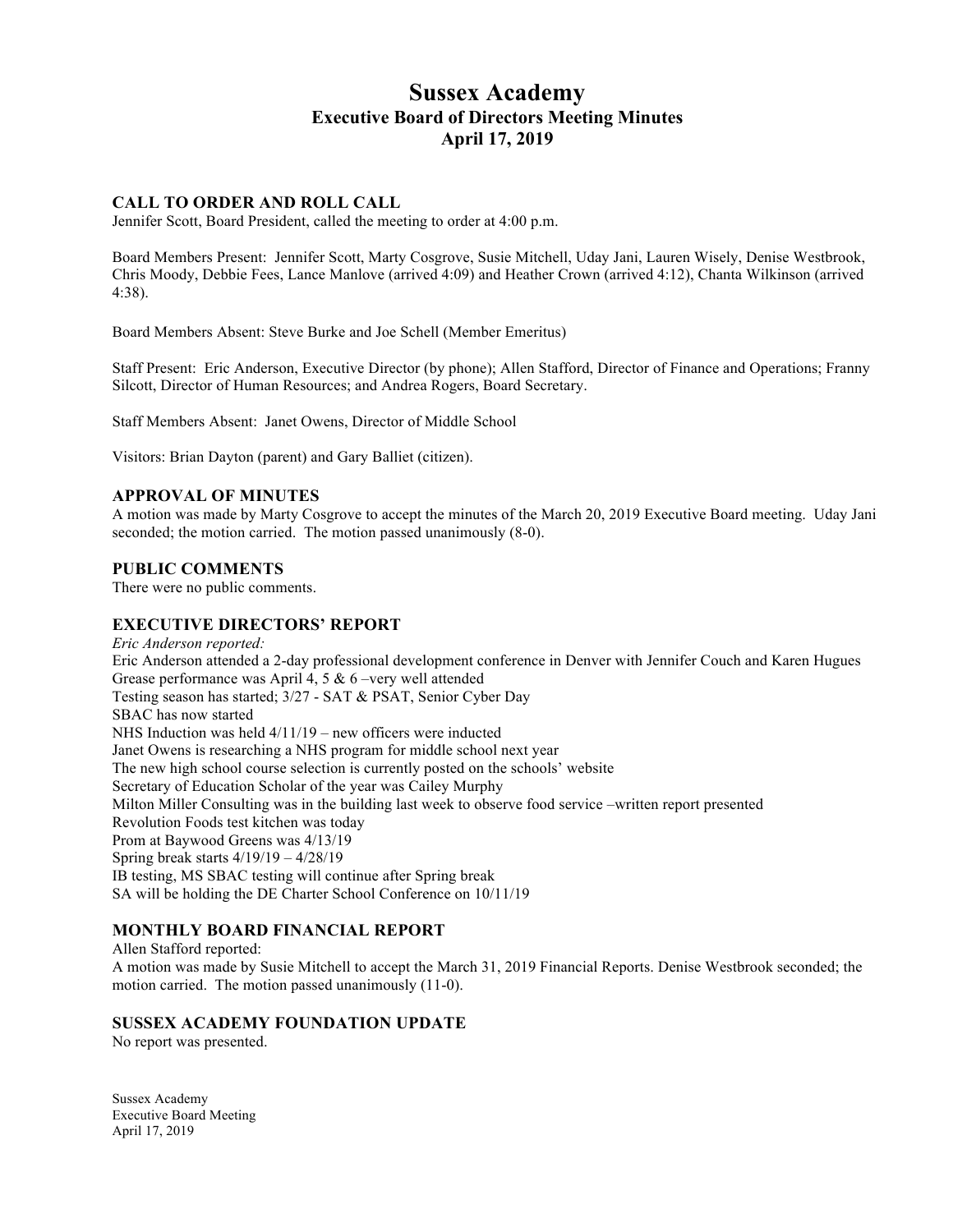# Sussex Academy
## Executive Board of Directors Meeting Minutes
### April 17, 2019

### CALL TO ORDER AND ROLL CALL

Jennifer Scott, Board President, called the meeting to order at 4:00 p.m.

Board Members Present: Jennifer Scott, Marty Cosgrove, Susie Mitchell, Uday Jani, Lauren Wisely, Denise Westbrook, Chris Moody, Debbie Fees, Lance Manlove (arrived 4:09) and Heather Crown (arrived 4:12), Chanta Wilkinson (arrived 4:38).

Board Members Absent: Steve Burke and Joe Schell (Member Emeritus)

Staff Present: Eric Anderson, Executive Director (by phone); Allen Stafford, Director of Finance and Operations; Franny Silcott, Director of Human Resources; and Andrea Rogers, Board Secretary.

Staff Members Absent: Janet Owens, Director of Middle School

Visitors: Brian Dayton (parent) and Gary Balliet (citizen).

### APPROVAL OF MINUTES

A motion was made by Marty Cosgrove to accept the minutes of the March 20, 2019 Executive Board meeting. Uday Jani seconded; the motion carried. The motion passed unanimously (8-0).

### PUBLIC COMMENTS

There were no public comments.

### EXECUTIVE DIRECTORS' REPORT

*Eric Anderson reported:*

Eric Anderson attended a 2-day professional development conference in Denver with Jennifer Couch and Karen Hugues
Grease performance was April 4, 5 & 6 –very well attended
Testing season has started; 3/27 - SAT & PSAT, Senior Cyber Day
SBAC has now started
NHS Induction was held 4/11/19 – new officers were inducted
Janet Owens is researching a NHS program for middle school next year
The new high school course selection is currently posted on the schools' website
Secretary of Education Scholar of the year was Cailey Murphy
Milton Miller Consulting was in the building last week to observe food service –written report presented
Revolution Foods test kitchen was today
Prom at Baywood Greens was 4/13/19
Spring break starts 4/19/19 – 4/28/19
IB testing, MS SBAC testing will continue after Spring break
SA will be holding the DE Charter School Conference on 10/11/19

### MONTHLY BOARD FINANCIAL REPORT

Allen Stafford reported:
A motion was made by Susie Mitchell to accept the March 31, 2019 Financial Reports. Denise Westbrook seconded; the motion carried. The motion passed unanimously (11-0).

### SUSSEX ACADEMY FOUNDATION UPDATE

No report was presented.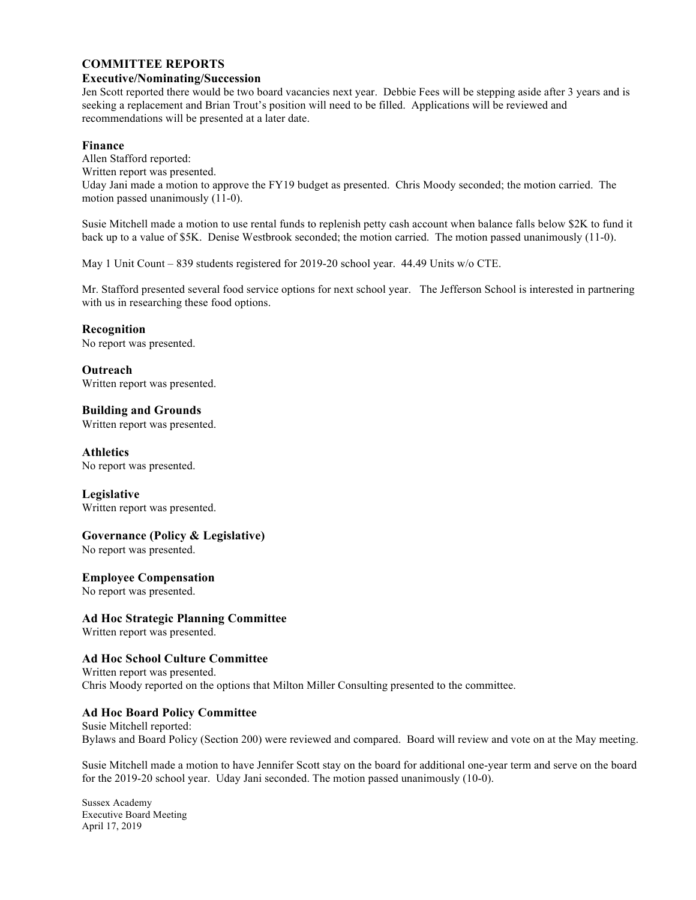## COMMITTEE REPORTS

### Executive/Nominating/Succession

Jen Scott reported there would be two board vacancies next year. Debbie Fees will be stepping aside after 3 years and is seeking a replacement and Brian Trout's position will need to be filled. Applications will be reviewed and recommendations will be presented at a later date.

### Finance

Allen Stafford reported:
Written report was presented.
Uday Jani made a motion to approve the FY19 budget as presented. Chris Moody seconded; the motion carried. The motion passed unanimously (11-0).

Susie Mitchell made a motion to use rental funds to replenish petty cash account when balance falls below $2K to fund it back up to a value of $5K. Denise Westbrook seconded; the motion carried. The motion passed unanimously (11-0).

May 1 Unit Count – 839 students registered for 2019-20 school year. 44.49 Units w/o CTE.

Mr. Stafford presented several food service options for next school year. The Jefferson School is interested in partnering with us in researching these food options.

### Recognition

No report was presented.

### Outreach

Written report was presented.

### Building and Grounds

Written report was presented.

### Athletics

No report was presented.

### Legislative

Written report was presented.

### Governance (Policy & Legislative)

No report was presented.

### Employee Compensation

No report was presented.

### Ad Hoc Strategic Planning Committee

Written report was presented.

### Ad Hoc School Culture Committee

Written report was presented.
Chris Moody reported on the options that Milton Miller Consulting presented to the committee.

### Ad Hoc Board Policy Committee

Susie Mitchell reported:
Bylaws and Board Policy (Section 200) were reviewed and compared. Board will review and vote on at the May meeting.

Susie Mitchell made a motion to have Jennifer Scott stay on the board for additional one-year term and serve on the board for the 2019-20 school year. Uday Jani seconded. The motion passed unanimously (10-0).

Sussex Academy
Executive Board Meeting
April 17, 2019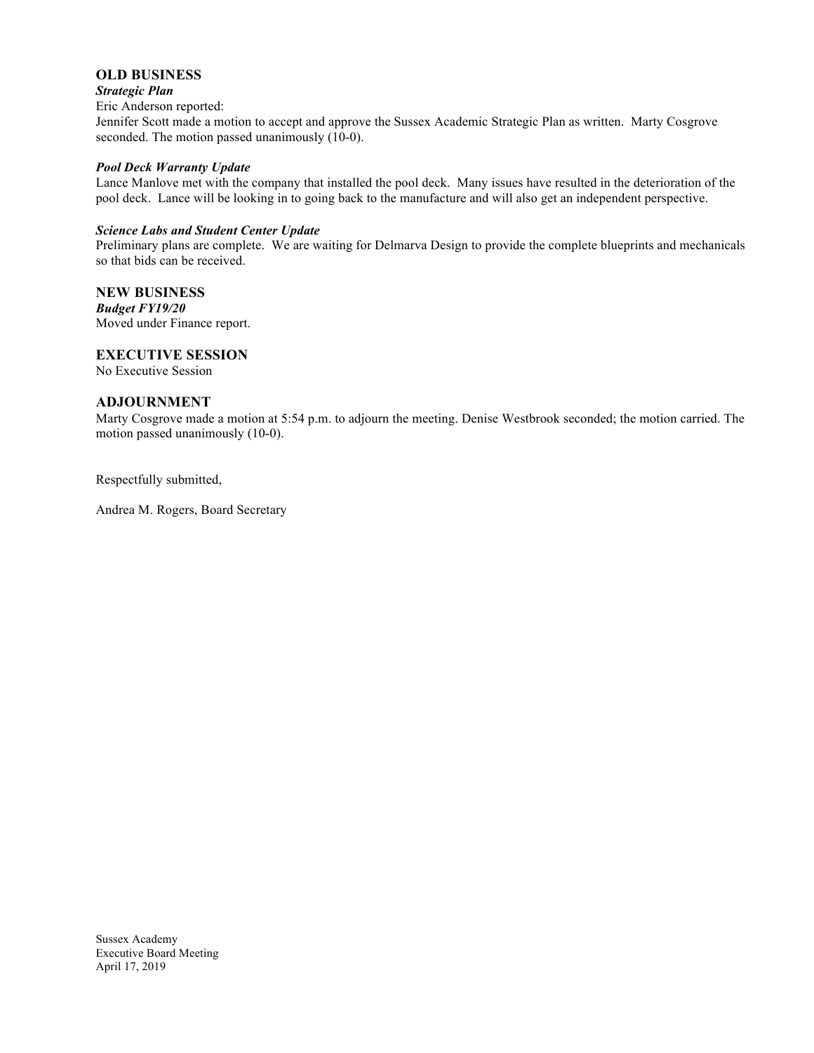## OLD BUSINESS

***Strategic Plan***

Eric Anderson reported:
Jennifer Scott made a motion to accept and approve the Sussex Academic Strategic Plan as written. Marty Cosgrove seconded. The motion passed unanimously (10-0).

***Pool Deck Warranty Update***

Lance Manlove met with the company that installed the pool deck. Many issues have resulted in the deterioration of the pool deck. Lance will be looking in to going back to the manufacture and will also get an independent perspective.

***Science Labs and Student Center Update***

Preliminary plans are complete. We are waiting for Delmarva Design to provide the complete blueprints and mechanicals so that bids can be received.

## NEW BUSINESS

***Budget FY19/20***

Moved under Finance report.

## EXECUTIVE SESSION

No Executive Session

## ADJOURNMENT

Marty Cosgrove made a motion at 5:54 p.m. to adjourn the meeting. Denise Westbrook seconded; the motion carried. The motion passed unanimously (10-0).

Respectfully submitted,

Andrea M. Rogers, Board Secretary